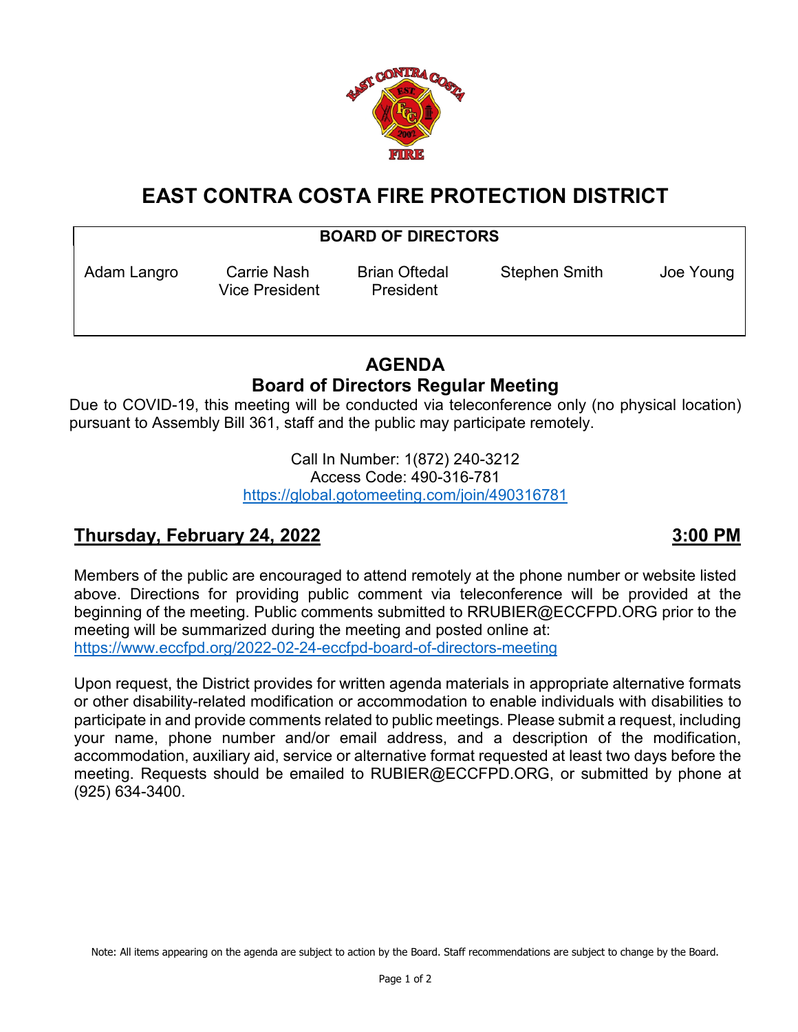# EAST CONTRA COSTA FIRE PROTECTION DISTRICT

**BOARD OF DIRECTORS**

| Adam Langro | Carrie Nash | Brian Oftedal | Stephen Smith | Joe Young |
|---|---|---|---|---|
| | Vice President | President | | |

## AGENDA
## Board of Directors Regular Meeting

Due to COVID-19, this meeting will be conducted via teleconference only (no physical location) pursuant to Assembly Bill 361, staff and the public may participate remotely.

Call In Number: 1(872) 240-3212
Access Code: 490-316-781
https://global.gotomeeting.com/join/490316781

**Thursday, February 24, 2022** **3:00 PM**

Members of the public are encouraged to attend remotely at the phone number or website listed above. Directions for providing public comment via teleconference will be provided at the beginning of the meeting. Public comments submitted to RRUBIER@ECCFPD.ORG prior to the meeting will be summarized during the meeting and posted online at: https://www.eccfpd.org/2022-02-24-eccfpd-board-of-directors-meeting

Upon request, the District provides for written agenda materials in appropriate alternative formats or other disability-related modification or accommodation to enable individuals with disabilities to participate in and provide comments related to public meetings. Please submit a request, including your name, phone number and/or email address, and a description of the modification, accommodation, auxiliary aid, service or alternative format requested at least two days before the meeting. Requests should be emailed to RUBIER@ECCFPD.ORG, or submitted by phone at (925) 634-3400.

Note: All items appearing on the agenda are subject to action by the Board. Staff recommendations are subject to change by the Board.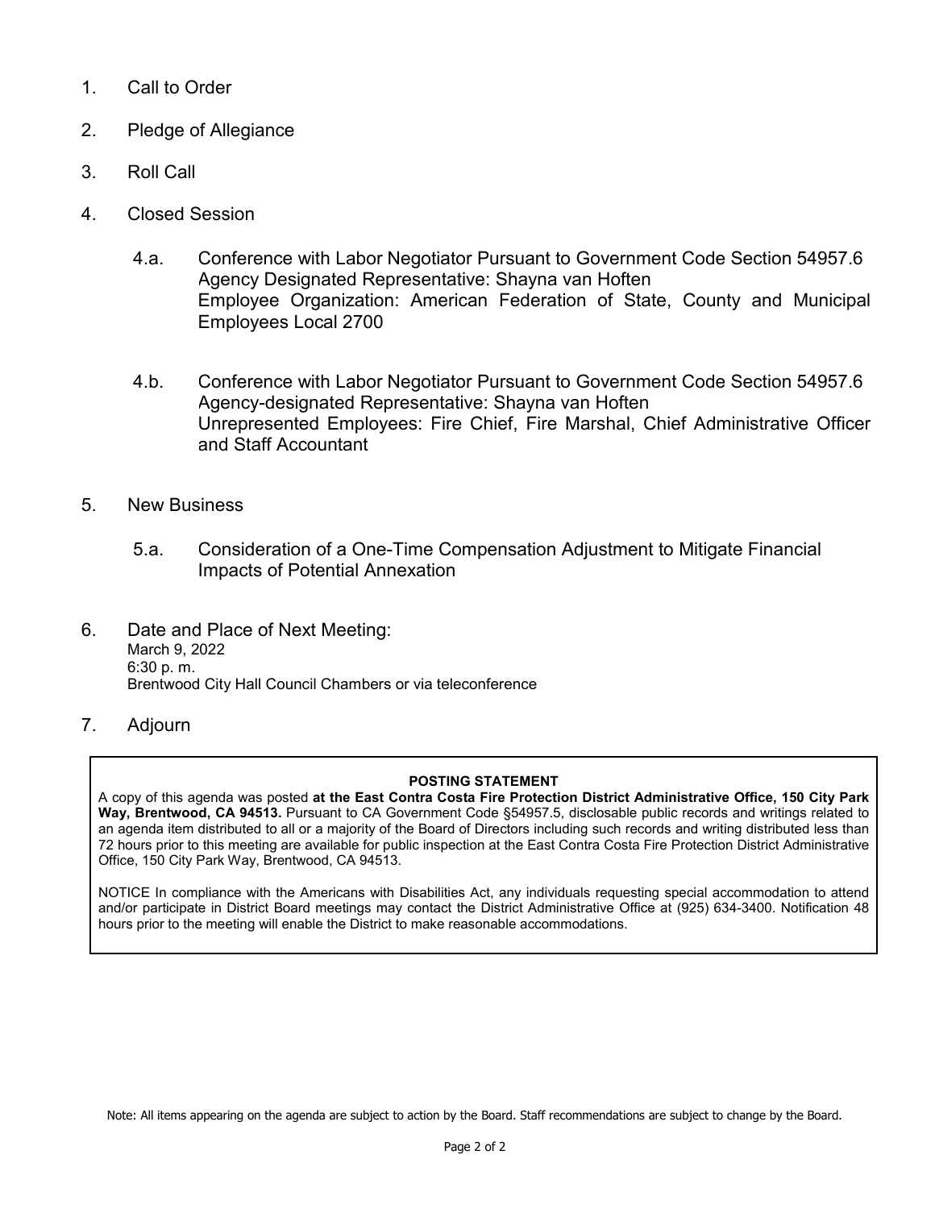1. Call to Order
2. Pledge of Allegiance
3. Roll Call
4. Closed Session

   4.a. Conference with Labor Negotiator Pursuant to Government Code Section 54957.6
   Agency Designated Representative: Shayna van Hoften
   Employee Organization: American Federation of State, County and Municipal Employees Local 2700

   4.b. Conference with Labor Negotiator Pursuant to Government Code Section 54957.6
   Agency-designated Representative: Shayna van Hoften
   Unrepresented Employees: Fire Chief, Fire Marshal, Chief Administrative Officer and Staff Accountant

5. New Business

   5.a. Consideration of a One-Time Compensation Adjustment to Mitigate Financial Impacts of Potential Annexation

6. Date and Place of Next Meeting:
   March 9, 2022
   6:30 p. m.
   Brentwood City Hall Council Chambers or via teleconference

7. Adjourn

**POSTING STATEMENT**

A copy of this agenda was posted **at the East Contra Costa Fire Protection District Administrative Office, 150 City Park Way, Brentwood, CA 94513.** Pursuant to CA Government Code §54957.5, disclosable public records and writings related to an agenda item distributed to all or a majority of the Board of Directors including such records and writing distributed less than 72 hours prior to this meeting are available for public inspection at the East Contra Costa Fire Protection District Administrative Office, 150 City Park Way, Brentwood, CA 94513.

NOTICE In compliance with the Americans with Disabilities Act, any individuals requesting special accommodation to attend and/or participate in District Board meetings may contact the District Administrative Office at (925) 634-3400. Notification 48 hours prior to the meeting will enable the District to make reasonable accommodations.

Note: All items appearing on the agenda are subject to action by the Board. Staff recommendations are subject to change by the Board.